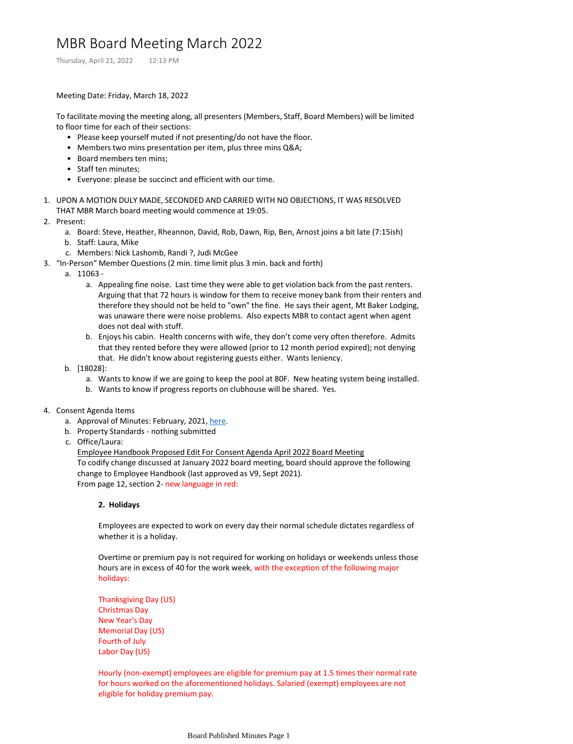# MBR Board Meeting March 2022

Thursday, April 21, 2022 12:13 PM

Meeting Date: Friday, March 18, 2022

To facilitate moving the meeting along, all presenters (Members, Staff, Board Members) will be limited to floor time for each of their sections:

- Please keep yourself muted if not presenting/do not have the floor.
- Members two mins presentation per item, plus three mins Q&A;
- Board members ten mins;
- Staff ten minutes;
- Everyone: please be succinct and efficient with our time.

1. UPON A MOTION DULY MADE, SECONDED AND CARRIED WITH NO OBJECTIONS, IT WAS RESOLVED THAT MBR March board meeting would commence at 19:05.
2. Present:
   a. Board: Steve, Heather, Rheannon, David, Rob, Dawn, Rip, Ben, Arnost joins a bit late (7:15ish)
   b. Staff: Laura, Mike
   c. Members: Nick Lashomb, Randi ?, Judi McGee
3. "In-Person" Member Questions (2 min. time limit plus 3 min. back and forth)
   a. 11063 -
      a. Appealing fine noise. Last time they were able to get violation back from the past renters. Arguing that that 72 hours is window for them to receive money bank from their renters and therefore they should not be held to "own" the fine. He says their agent, Mt Baker Lodging, was unaware there were noise problems. Also expects MBR to contact agent when agent does not deal with stuff.
      b. Enjoys his cabin. Health concerns with wife, they don't come very often therefore. Admits that they rented before they were allowed (prior to 12 month period expired); not denying that. He didn't know about registering guests either. Wants leniency.
   b. [18028]:
      a. Wants to know if we are going to keep the pool at 80F. New heating system being installed.
      b. Wants to know if progress reports on clubhouse will be shared. Yes.
4. Consent Agenda Items
   a. Approval of Minutes: February, 2021, here.
   b. Property Standards - nothing submitted
   c. Office/Laura:
      Employee Handbook Proposed Edit For Consent Agenda April 2022 Board Meeting
      To codify change discussed at January 2022 board meeting, board should approve the following change to Employee Handbook (last approved as V9, Sept 2021).
      From page 12, section 2- new language in red:

      **2. Holidays**

      Employees are expected to work on every day their normal schedule dictates regardless of whether it is a holiday.

      Overtime or premium pay is not required for working on holidays or weekends unless those hours are in excess of 40 for the work week, with the exception of the following major holidays:

      Thanksgiving Day (US)
      Christmas Day
      New Year's Day
      Memorial Day (US)
      Fourth of July
      Labor Day (US)

      Hourly (non-exempt) employees are eligible for premium pay at 1.5 times their normal rate for hours worked on the aforementioned holidays. Salaried (exempt) employees are not eligible for holiday premium pay.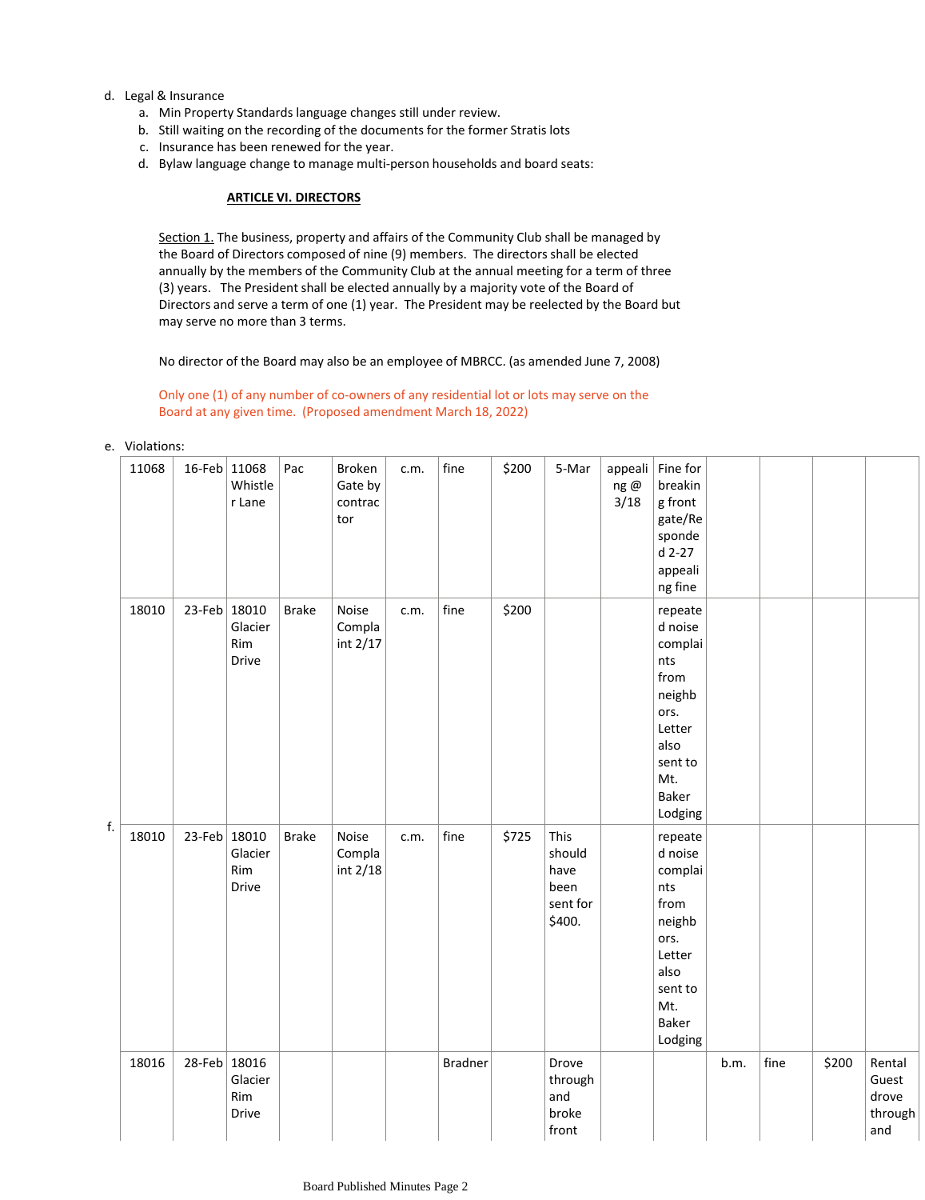d. Legal & Insurance
   a. Min Property Standards language changes still under review.
   b. Still waiting on the recording of the documents for the former Stratis lots
   c. Insurance has been renewed for the year.
   d. Bylaw language change to manage multi-person households and board seats:

**ARTICLE VI. DIRECTORS**

Section 1. The business, property and affairs of the Community Club shall be managed by the Board of Directors composed of nine (9) members. The directors shall be elected annually by the members of the Community Club at the annual meeting for a term of three (3) years. The President shall be elected annually by a majority vote of the Board of Directors and serve a term of one (1) year. The President may be reelected by the Board but may serve no more than 3 terms.

No director of the Board may also be an employee of MBRCC. (as amended June 7, 2008)

Only one (1) of any number of co-owners of any residential lot or lots may serve on the Board at any given time. (Proposed amendment March 18, 2022)

e. Violations:

| | | | | | | | | | | | | | | |
|---|---|---|---|---|---|---|---|---|---|---|---|---|---|---|
| 11068 | 16-Feb | 11068 Whistler Lane | Pac | Broken Gate by contractor | c.m. | fine | $200 | 5-Mar | appealing @ 3/18 | Fine for breaking front gate/Responded 2-27 appealing fine | | | | |
| 18010 | 23-Feb | 18010 Glacier Rim Drive | Brake | Noise Complaint 2/17 | c.m. | fine | $200 | | | repeated noise complaints from neighbors. Letter also sent to Mt. Baker Lodging | | | | |
| 18010 | 23-Feb | 18010 Glacier Rim Drive | Brake | Noise Complaint 2/18 | c.m. | fine | $725 | This should have been sent for $400. | | repeated noise complaints from neighbors. Letter also sent to Mt. Baker Lodging | | | | |
| 18016 | 28-Feb | 18016 Glacier Rim Drive | | | | Bradner | | Drove through and broke front | | | b.m. | fine | $200 | Rental Guest drove through and |

f.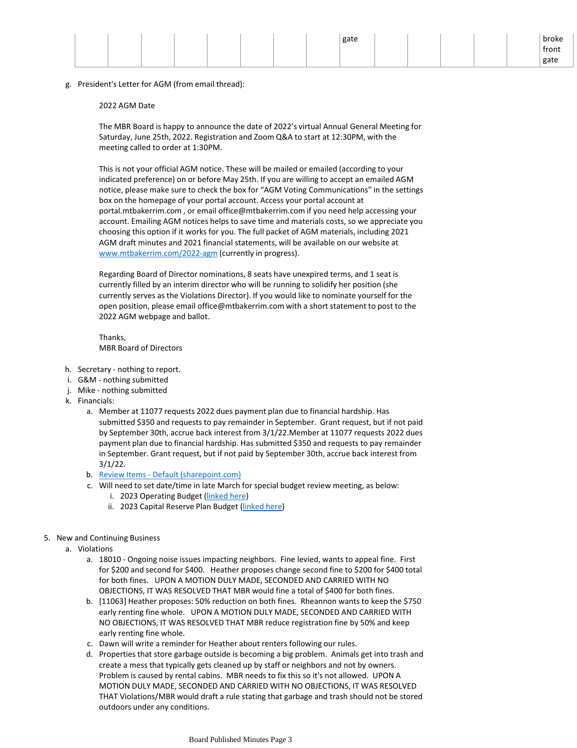| | | | | | | | | gate | | | | | | broke front gate |
|---|---|---|---|---|---|---|---|---|---|---|---|---|---|---|

g. President's Letter for AGM (from email thread):

> 2022 AGM Date
>
> The MBR Board is happy to announce the date of 2022's virtual Annual General Meeting for Saturday, June 25th, 2022. Registration and Zoom Q&A to start at 12:30PM, with the meeting called to order at 1:30PM.
>
> This is not your official AGM notice. These will be mailed or emailed (according to your indicated preference) on or before May 25th. If you are willing to accept an emailed AGM notice, please make sure to check the box for "AGM Voting Communications" in the settings box on the homepage of your portal account. Access your portal account at portal.mtbakerrim.com , or email office@mtbakerrim.com if you need help accessing your account. Emailing AGM notices helps to save time and materials costs, so we appreciate you choosing this option if it works for you. The full packet of AGM materials, including 2021 AGM draft minutes and 2021 financial statements, will be available on our website at [www.mtbakerrim.com/2022-agm](www.mtbakerrim.com/2022-agm) (currently in progress).
>
> Regarding Board of Director nominations, 8 seats have unexpired terms, and 1 seat is currently filled by an interim director who will be running to solidify her position (she currently serves as the Violations Director). If you would like to nominate yourself for the open position, please email office@mtbakerrim.com with a short statement to post to the 2022 AGM webpage and ballot.
>
> Thanks,
> MBR Board of Directors

h. Secretary - nothing to report.

i. G&M - nothing submitted

j. Mike - nothing submitted

k. Financials:

   a. Member at 11077 requests 2022 dues payment plan due to financial hardship. Has submitted $350 and requests to pay remainder in September. Grant request, but if not paid by September 30th, accrue back interest from 3/1/22.Member at 11077 requests 2022 dues payment plan due to financial hardship. Has submitted $350 and requests to pay remainder in September. Grant request, but if not paid by September 30th, accrue back interest from 3/1/22.

   b. [Review Items - Default (sharepoint.com)]()

   c. Will need to set date/time in late March for special budget review meeting, as below:

      i. 2023 Operating Budget ([linked here]())

      ii. 2023 Capital Reserve Plan Budget ([linked here]())

5. New and Continuing Business

   a. Violations

      a. 18010 - Ongoing noise issues impacting neighbors. Fine levied, wants to appeal fine. First for $200 and second for $400. Heather proposes change second fine to $200 for $400 total for both fines. UPON A MOTION DULY MADE, SECONDED AND CARRIED WITH NO OBJECTIONS, IT WAS RESOLVED THAT MBR would fine a total of $400 for both fines.

      b. [11063] Heather proposes: 50% reduction on both fines. Rheannon wants to keep the $750 early renting fine whole. UPON A MOTION DULY MADE, SECONDED AND CARRIED WITH NO OBJECTIONS, IT WAS RESOLVED THAT MBR reduce registration fine by 50% and keep early renting fine whole.

      c. Dawn will write a reminder for Heather about renters following our rules.

      d. Properties that store garbage outside is becoming a big problem. Animals get into trash and create a mess that typically gets cleaned up by staff or neighbors and not by owners. Problem is caused by rental cabins. MBR needs to fix this so it's not allowed. UPON A MOTION DULY MADE, SECONDED AND CARRIED WITH NO OBJECTIONS, IT WAS RESOLVED THAT Violations/MBR would draft a rule stating that garbage and trash should not be stored outdoors under any conditions.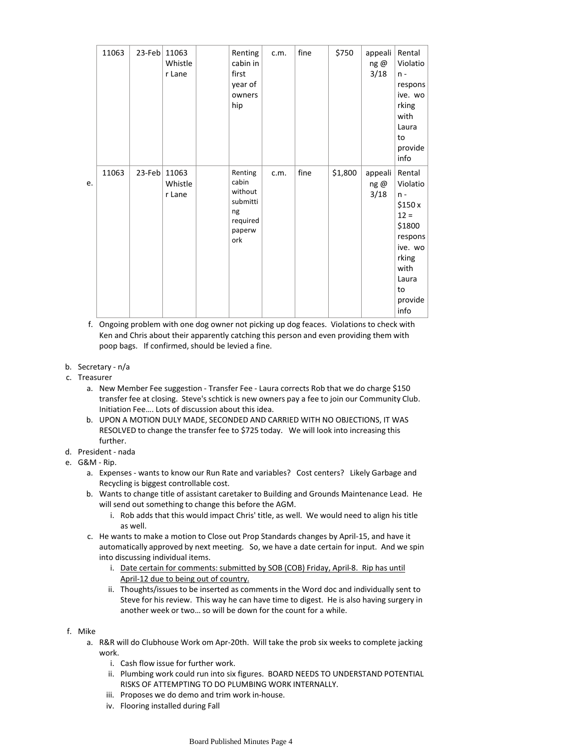| | | | | | | | | | |
|---|---|---|---|---|---|---|---|---|---|
| 11063 | 23-Feb | 11063 Whistler Lane | | Renting cabin in first year of ownership | c.m. | fine | $750 | appealing @ 3/18 | Rental Violation - responsive. working with Laura to provide info |
| 11063 | 23-Feb | 11063 Whistler Lane | | Renting cabin without submitting required paperwork | c.m. | fine | $1,800 | appealing @ 3/18 | Rental Violation - $150 x 12 = $1800 responsive. working with Laura to provide info |

e.

f. Ongoing problem with one dog owner not picking up dog feaces. Violations to check with Ken and Chris about their apparently catching this person and even providing them with poop bags. If confirmed, should be levied a fine.

b. Secretary - n/a
c. Treasurer
   a. New Member Fee suggestion - Transfer Fee - Laura corrects Rob that we do charge $150 transfer fee at closing. Steve's schtick is new owners pay a fee to join our Community Club. Initiation Fee…. Lots of discussion about this idea.
   b. UPON A MOTION DULY MADE, SECONDED AND CARRIED WITH NO OBJECTIONS, IT WAS RESOLVED to change the transfer fee to $725 today. We will look into increasing this further.
d. President - nada
e. G&M - Rip.
   a. Expenses - wants to know our Run Rate and variables? Cost centers? Likely Garbage and Recycling is biggest controllable cost.
   b. Wants to change title of assistant caretaker to Building and Grounds Maintenance Lead. He will send out something to change this before the AGM.
      i. Rob adds that this would impact Chris' title, as well. We would need to align his title as well.
   c. He wants to make a motion to Close out Prop Standards changes by April-15, and have it automatically approved by next meeting. So, we have a date certain for input. And we spin into discussing individual items.
      i. <u>Date certain for comments: submitted by SOB (COB) Friday, April-8. Rip has until April-12 due to being out of country.</u>
      ii. Thoughts/issues to be inserted as comments in the Word doc and individually sent to Steve for his review. This way he can have time to digest. He is also having surgery in another week or two… so will be down for the count for a while.

f. Mike
   a. R&R will do Clubhouse Work om Apr-20th. Will take the prob six weeks to complete jacking work.
      i. Cash flow issue for further work.
      ii. Plumbing work could run into six figures. BOARD NEEDS TO UNDERSTAND POTENTIAL RISKS OF ATTEMPTING TO DO PLUMBING WORK INTERNALLY.
      iii. Proposes we do demo and trim work in-house.
      iv. Flooring installed during Fall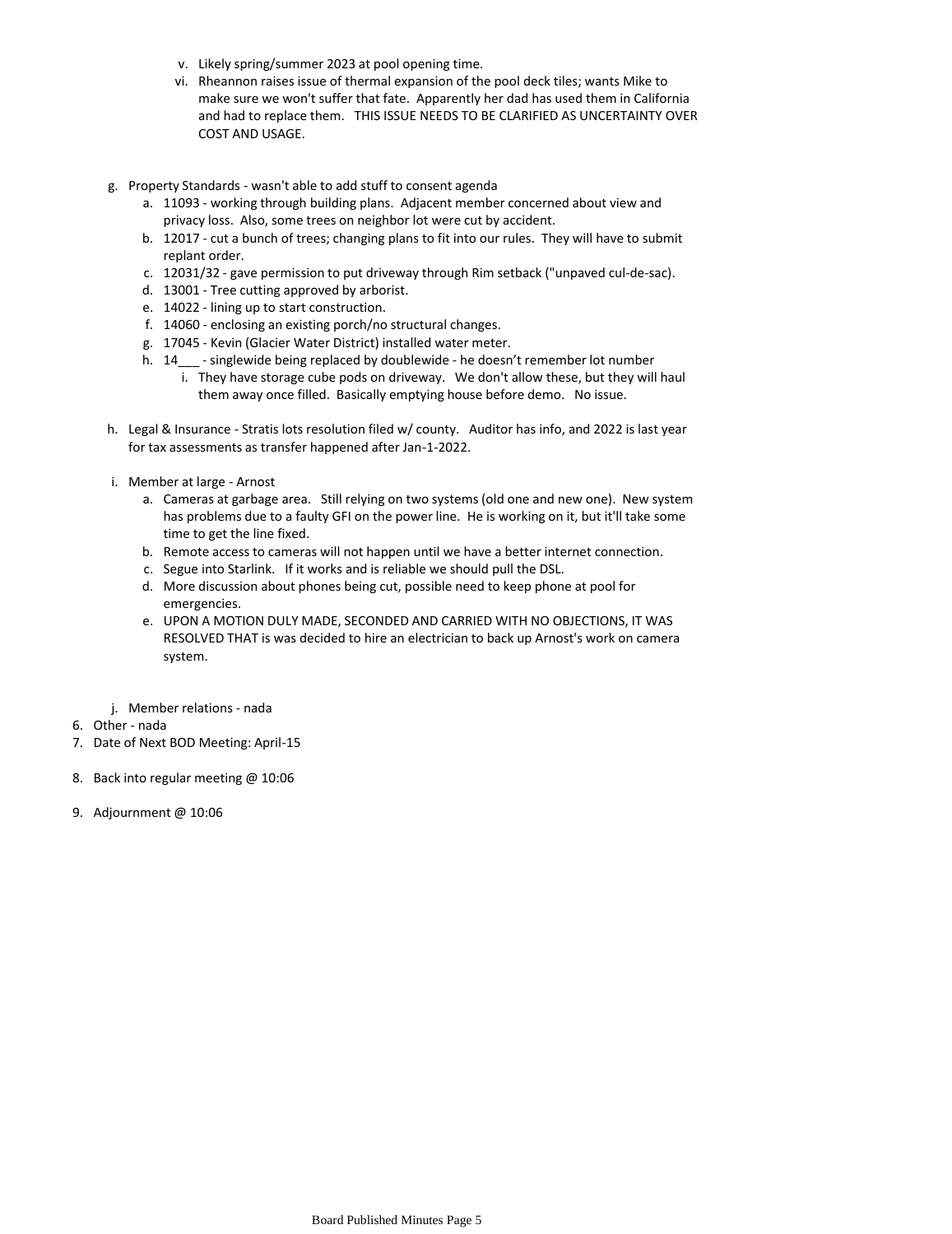v. Likely spring/summer 2023 at pool opening time.
vi. Rheannon raises issue of thermal expansion of the pool deck tiles; wants Mike to make sure we won't suffer that fate. Apparently her dad has used them in California and had to replace them. THIS ISSUE NEEDS TO BE CLARIFIED AS UNCERTAINTY OVER COST AND USAGE.

g. Property Standards - wasn't able to add stuff to consent agenda
   a. 11093 - working through building plans. Adjacent member concerned about view and privacy loss. Also, some trees on neighbor lot were cut by accident.
   b. 12017 - cut a bunch of trees; changing plans to fit into our rules. They will have to submit replant order.
   c. 12031/32 - gave permission to put driveway through Rim setback ("unpaved cul-de-sac).
   d. 13001 - Tree cutting approved by arborist.
   e. 14022 - lining up to start construction.
   f. 14060 - enclosing an existing porch/no structural changes.
   g. 17045 - Kevin (Glacier Water District) installed water meter.
   h. 14___ - singlewide being replaced by doublewide - he doesn't remember lot number
      i. They have storage cube pods on driveway. We don't allow these, but they will haul them away once filled. Basically emptying house before demo. No issue.

h. Legal & Insurance - Stratis lots resolution filed w/ county. Auditor has info, and 2022 is last year for tax assessments as transfer happened after Jan-1-2022.

i. Member at large - Arnost
   a. Cameras at garbage area. Still relying on two systems (old one and new one). New system has problems due to a faulty GFI on the power line. He is working on it, but it'll take some time to get the line fixed.
   b. Remote access to cameras will not happen until we have a better internet connection.
   c. Segue into Starlink. If it works and is reliable we should pull the DSL.
   d. More discussion about phones being cut, possible need to keep phone at pool for emergencies.
   e. UPON A MOTION DULY MADE, SECONDED AND CARRIED WITH NO OBJECTIONS, IT WAS RESOLVED THAT is was decided to hire an electrician to back up Arnost's work on camera system.

j. Member relations - nada

6. Other - nada
7. Date of Next BOD Meeting: April-15
8. Back into regular meeting @ 10:06
9. Adjournment @ 10:06